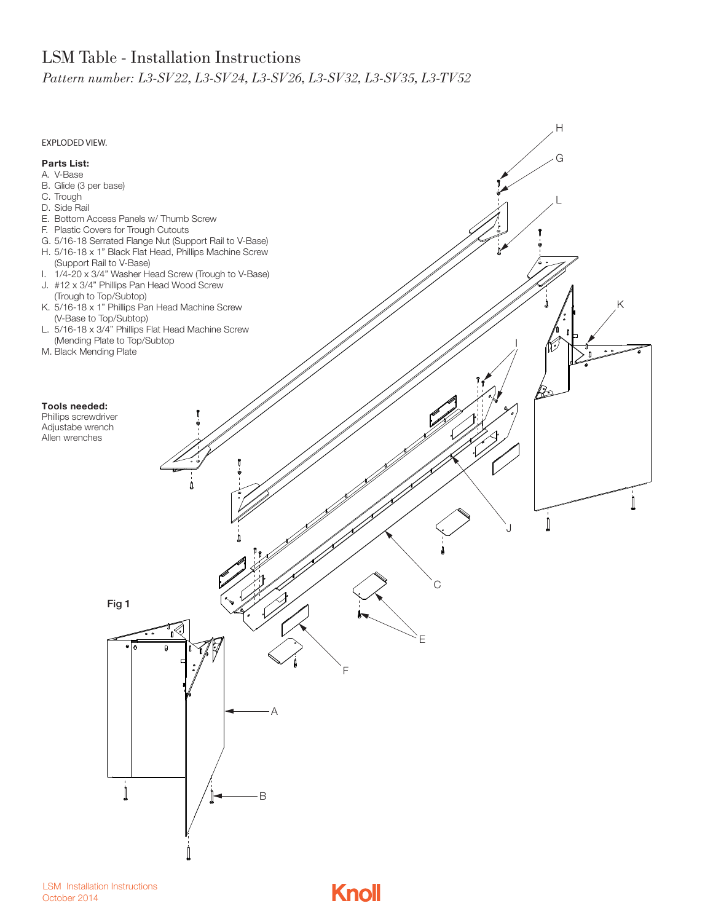# LSM Table - Installation Instructions

*Pattern number: L3-SV22, L3-SV24, L3-SV26, L3-SV32, L3-SV35, L3-TV52*

EXPLODED VIEW.

**Parts List:**

A. V-Base
B. Glide (3 per base)
C. Trough
D. Side Rail
E. Bottom Access Panels w/ Thumb Screw
F. Plastic Covers for Trough Cutouts
G. 5/16-18 Serrated Flange Nut (Support Rail to V-Base)
H. 5/16-18 x 1" Black Flat Head, Phillips Machine Screw (Support Rail to V-Base)
I. 1/4-20 x 3/4" Washer Head Screw (Trough to V-Base)
J. #12 x 3/4" Phillips Pan Head Wood Screw (Trough to Top/Subtop)
K. 5/16-18 x 1" Phillips Pan Head Machine Screw (V-Base to Top/Subtop)
L. 5/16-18 x 3/4" Phillips Flat Head Machine Screw (Mending Plate to Top/Subtop
M. Black Mending Plate

**Tools needed:**
Phillips screwdriver
Adjustabe wrench
Allen wrenches

**Fig 1**

LSM Installation Instructions
October 2014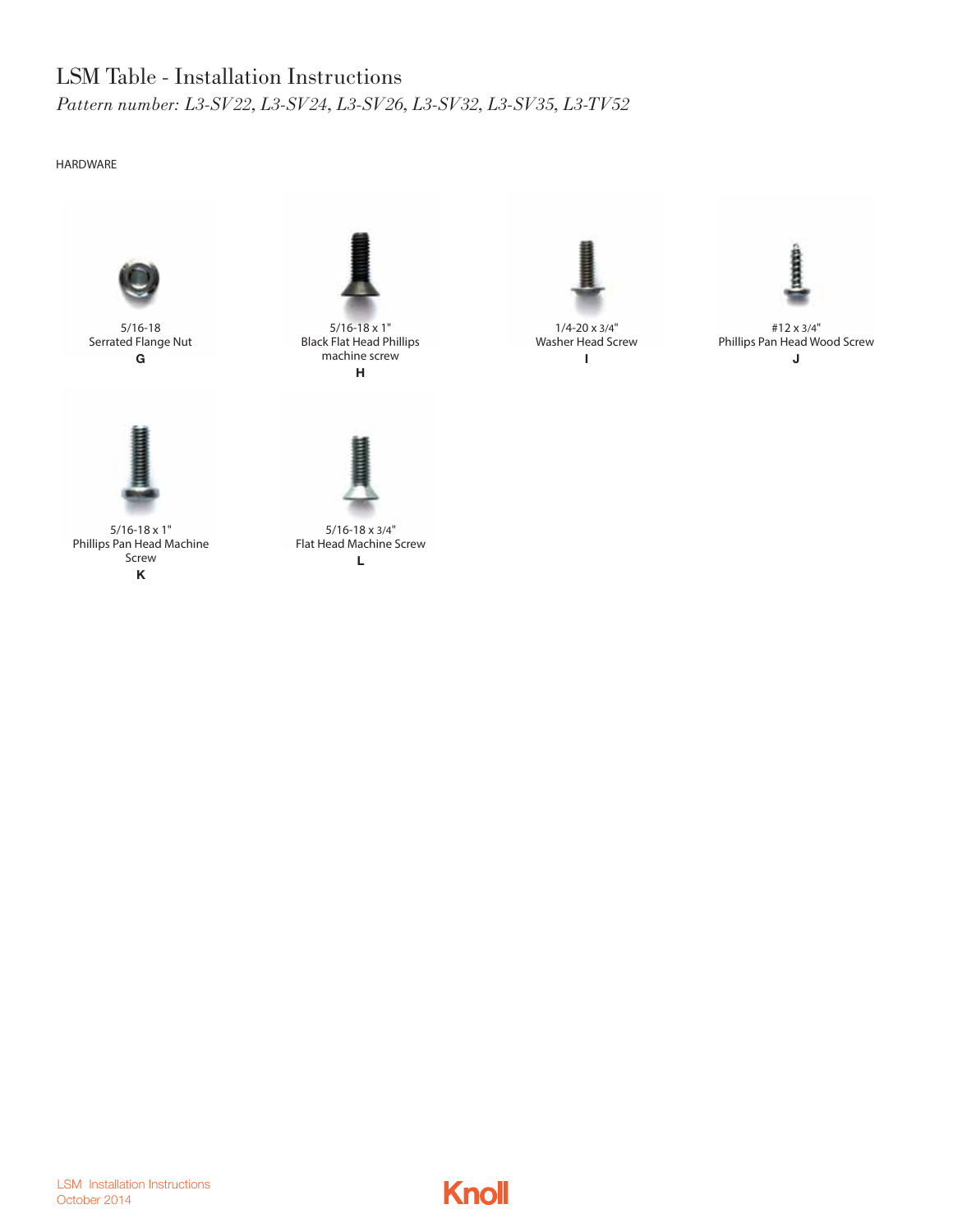# LSM Table - Installation Instructions

*Pattern number: L3-SV22, L3-SV24, L3-SV26, L3-SV32, L3-SV35, L3-TV52*

HARDWARE

5/16-18
Serrated Flange Nut
**G**

5/16-18 x 1"
Black Flat Head Phillips machine screw
**H**

1/4-20 x 3/4"
Washer Head Screw
**I**

#12 x 3/4"
Phillips Pan Head Wood Screw
**J**

5/16-18 x 1"
Phillips Pan Head Machine Screw
**K**

5/16-18 x 3/4"
Flat Head Machine Screw
**L**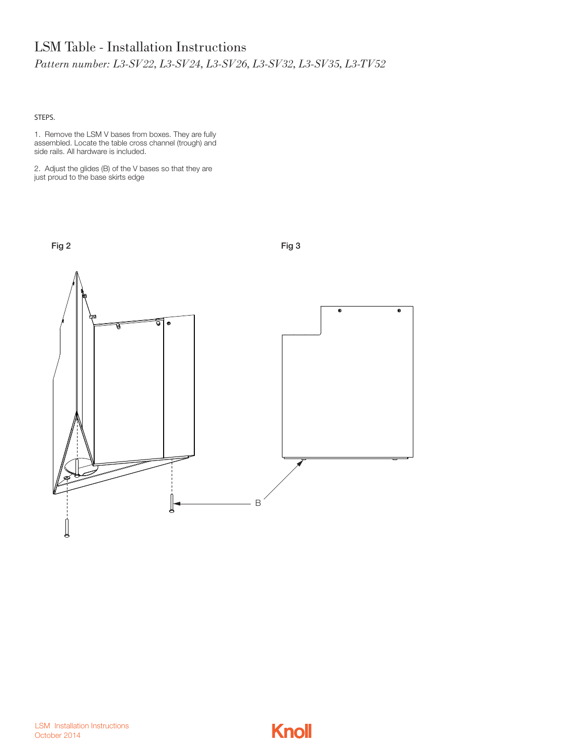# LSM Table - Installation Instructions

*Pattern number: L3-SV22, L3-SV24, L3-SV26, L3-SV32, L3-SV35, L3-TV52*

STEPS.

1. Remove the LSM V bases from boxes. They are fully assembled. Locate the table cross channel (trough) and side rails. All hardware is included.

2. Adjust the glides (B) of the V bases so that they are just proud to the base skirts edge

**Fig 2**

**Fig 3**

B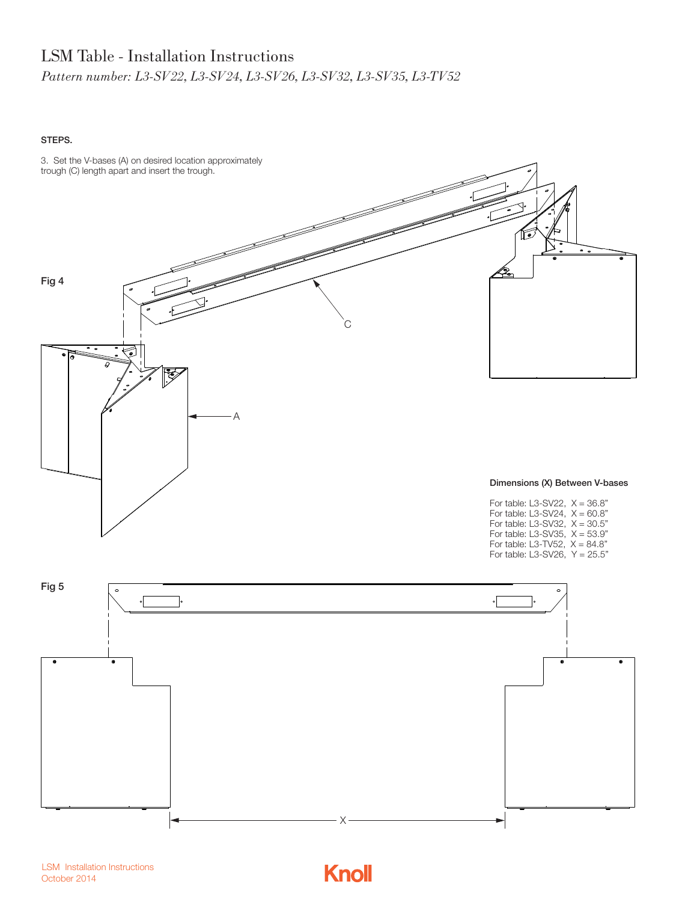# LSM Table - Installation Instructions

*Pattern number: L3-SV22, L3-SV24, L3-SV26, L3-SV32, L3-SV35, L3-TV52*

**STEPS.**

3. Set the V-bases (A) on desired location approximately trough (C) length apart and insert the trough.

Fig 4

C

A

**Dimensions (X) Between V-bases**

For table: L3-SV22, X = 36.8"
For table: L3-SV24, X = 60.8"
For table: L3-SV32, X = 30.5"
For table: L3-SV35, X = 53.9"
For table: L3-TV52, X = 84.8"
For table: L3-SV26, Y = 25.5"

Fig 5

X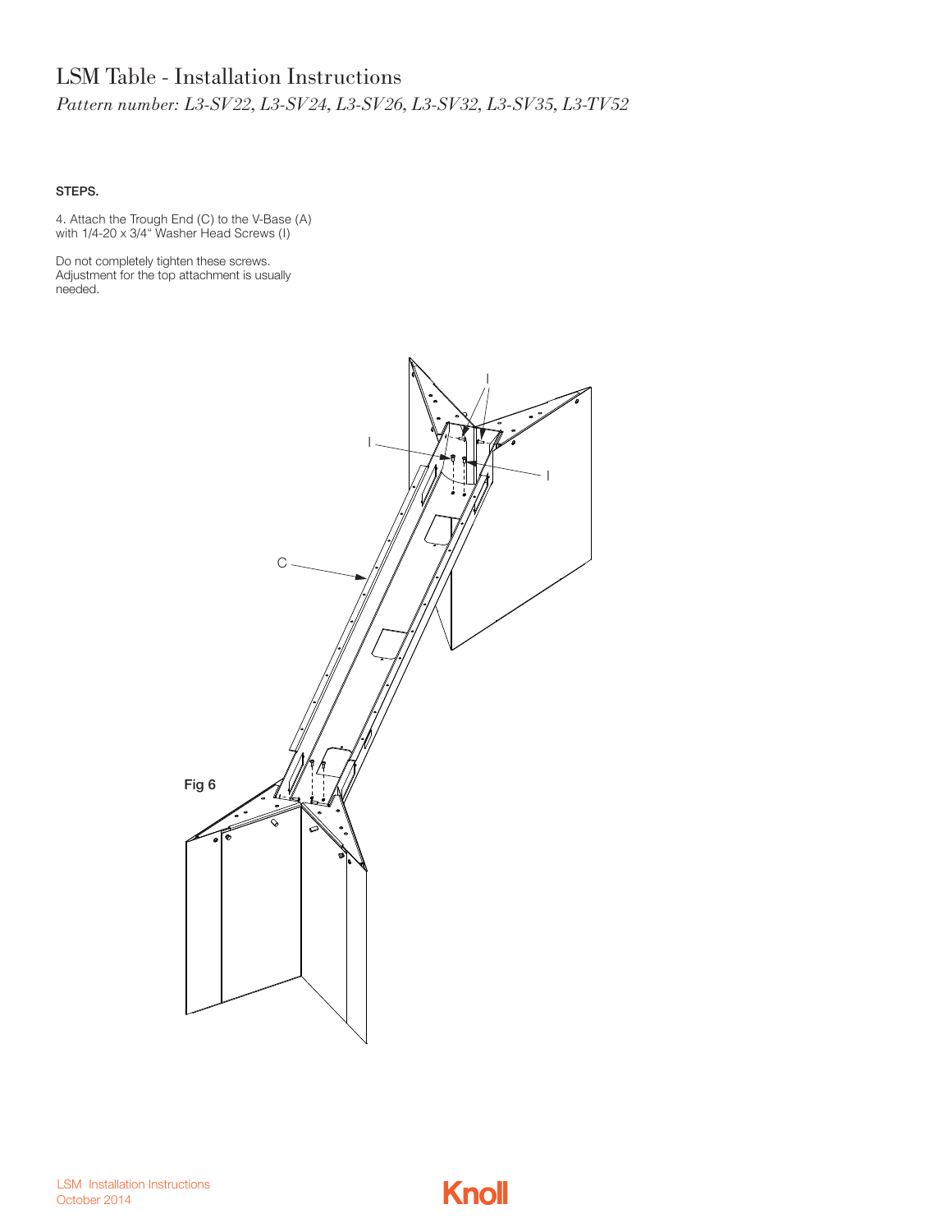# LSM Table - Installation Instructions

*Pattern number: L3-SV22, L3-SV24, L3-SV26, L3-SV32, L3-SV35, L3-TV52*

**STEPS.**

4. Attach the Trough End (C) to the V-Base (A) with 1/4-20 x 3/4" Washer Head Screws (I)

Do not completely tighten these screws. Adjustment for the top attachment is usually needed.

**Fig 6**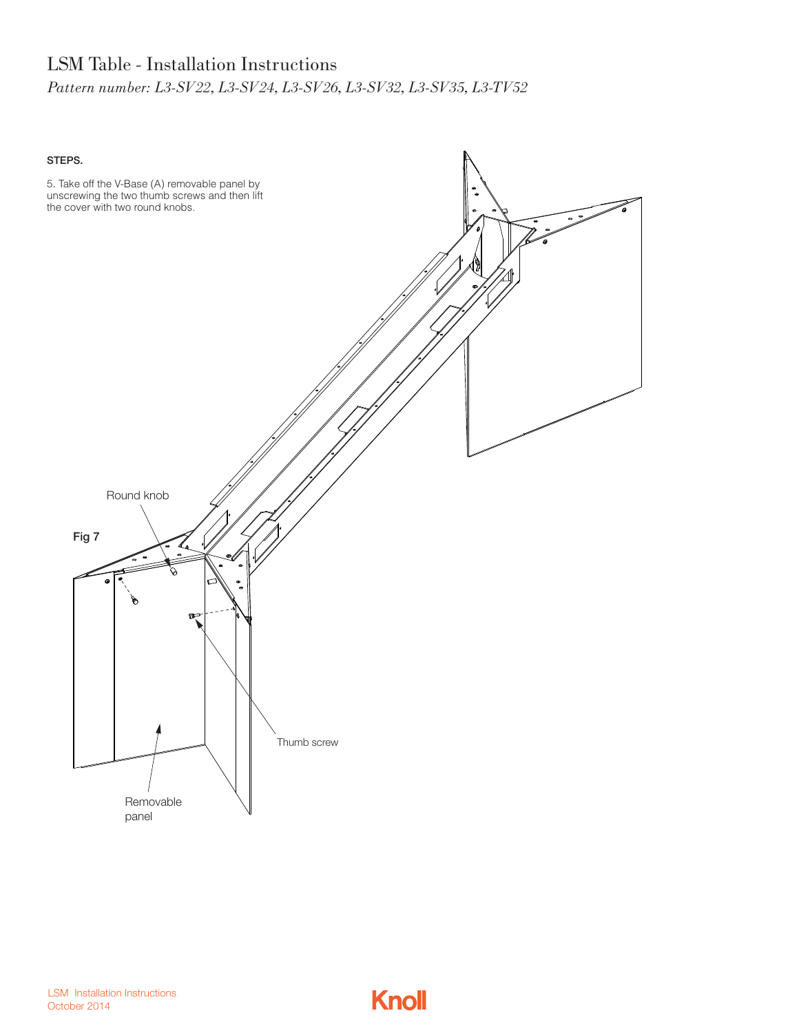# LSM Table - Installation Instructions

*Pattern number: L3-SV22, L3-SV24, L3-SV26, L3-SV32, L3-SV35, L3-TV52*

**STEPS.**

5. Take off the V-Base (A) removable panel by unscrewing the two thumb screws and then lift the cover with two round knobs.

Round knob

**Fig 7**

Thumb screw

Removable panel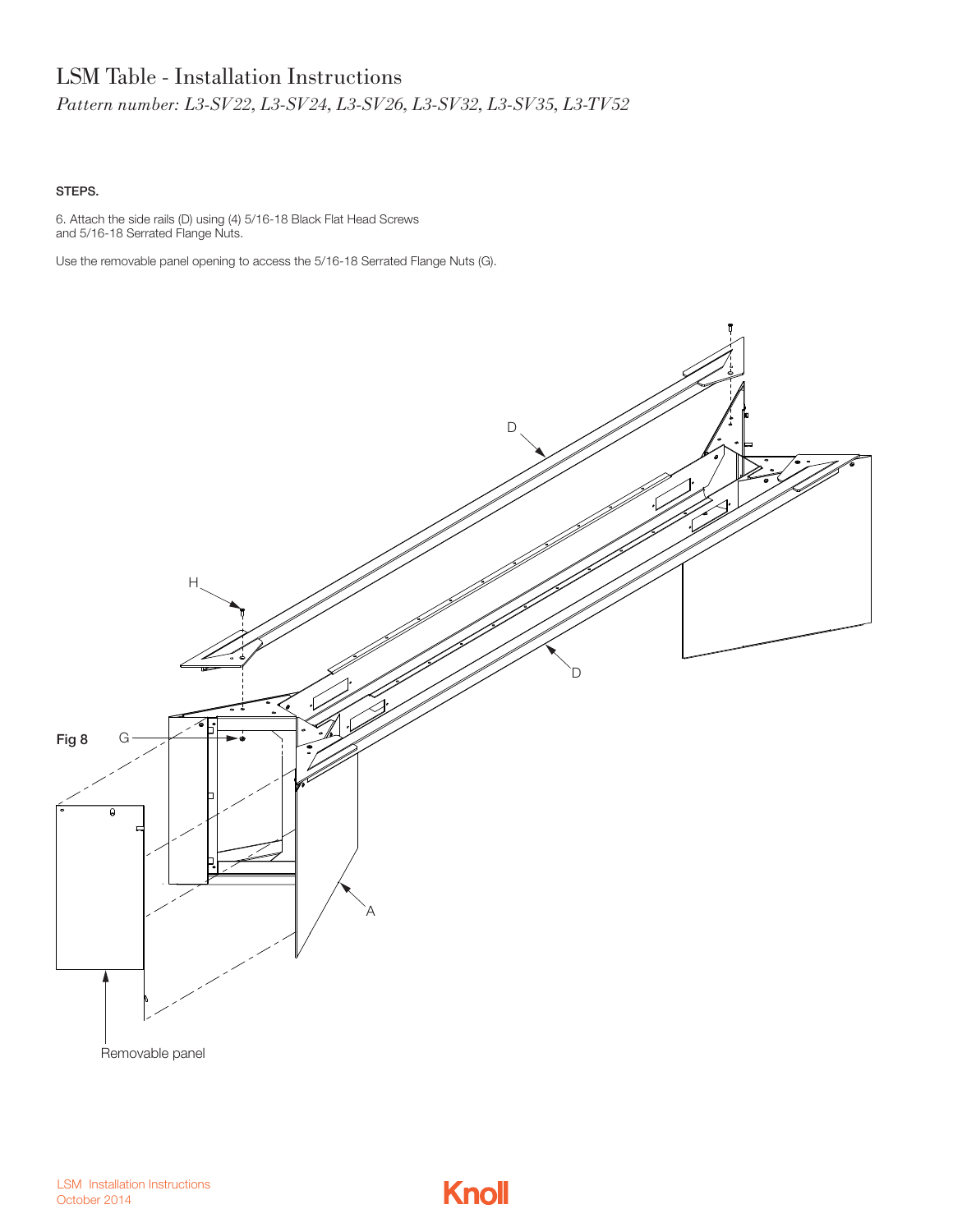# LSM Table - Installation Instructions

*Pattern number: L3-SV22, L3-SV24, L3-SV26, L3-SV32, L3-SV35, L3-TV52*

**STEPS.**

6. Attach the side rails (D) using (4) 5/16-18 Black Flat Head Screws and 5/16-18 Serrated Flange Nuts.

Use the removable panel opening to access the 5/16-18 Serrated Flange Nuts (G).

**Fig 8**

D

H

G

D

A

Removable panel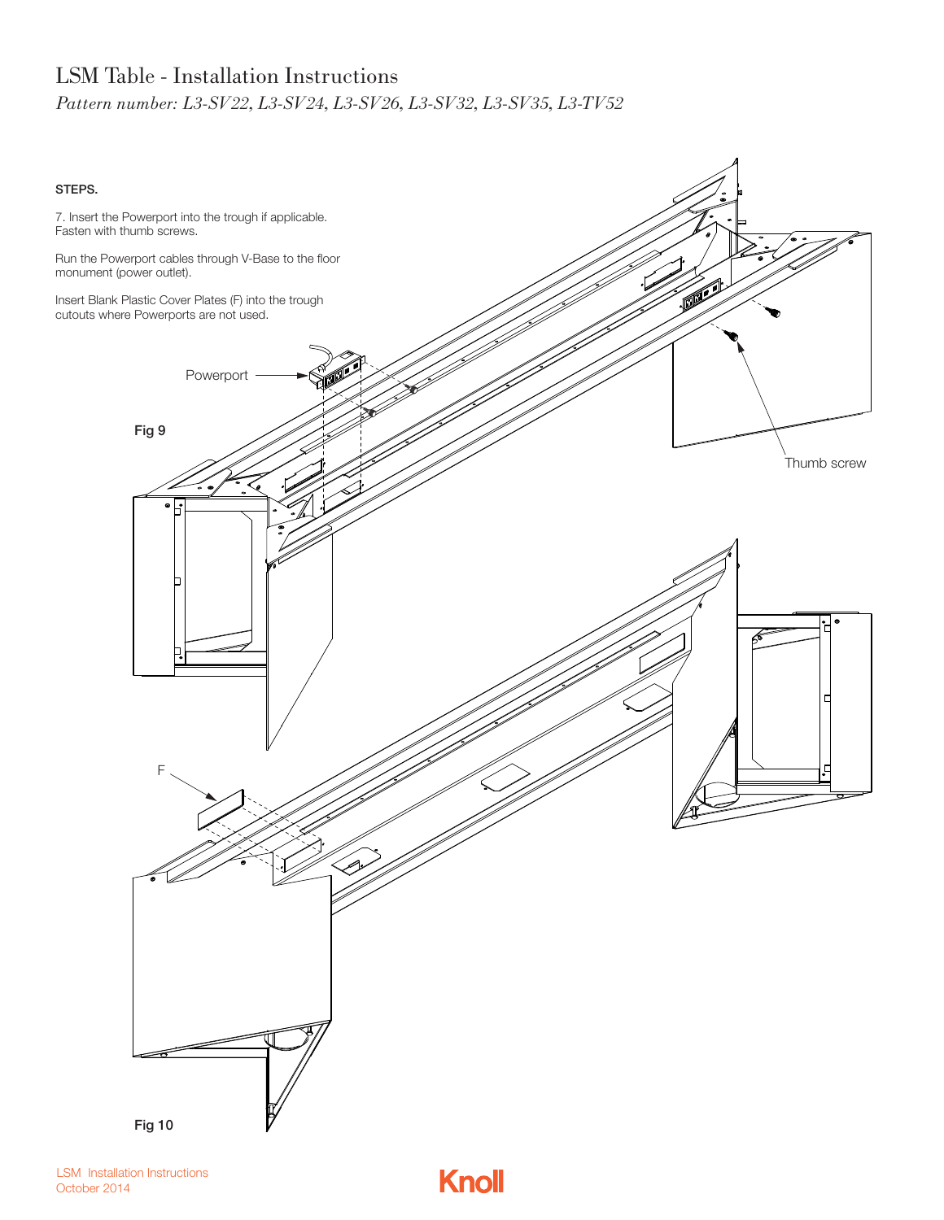# LSM Table - Installation Instructions

*Pattern number: L3-SV22, L3-SV24, L3-SV26, L3-SV32, L3-SV35, L3-TV52*

**STEPS.**

7. Insert the Powerport into the trough if applicable. Fasten with thumb screws.

Run the Powerport cables through V-Base to the floor monument (power outlet).

Insert Blank Plastic Cover Plates (F) into the trough cutouts where Powerports are not used.

Powerport

Thumb screw

**Fig 9**

F

**Fig 10**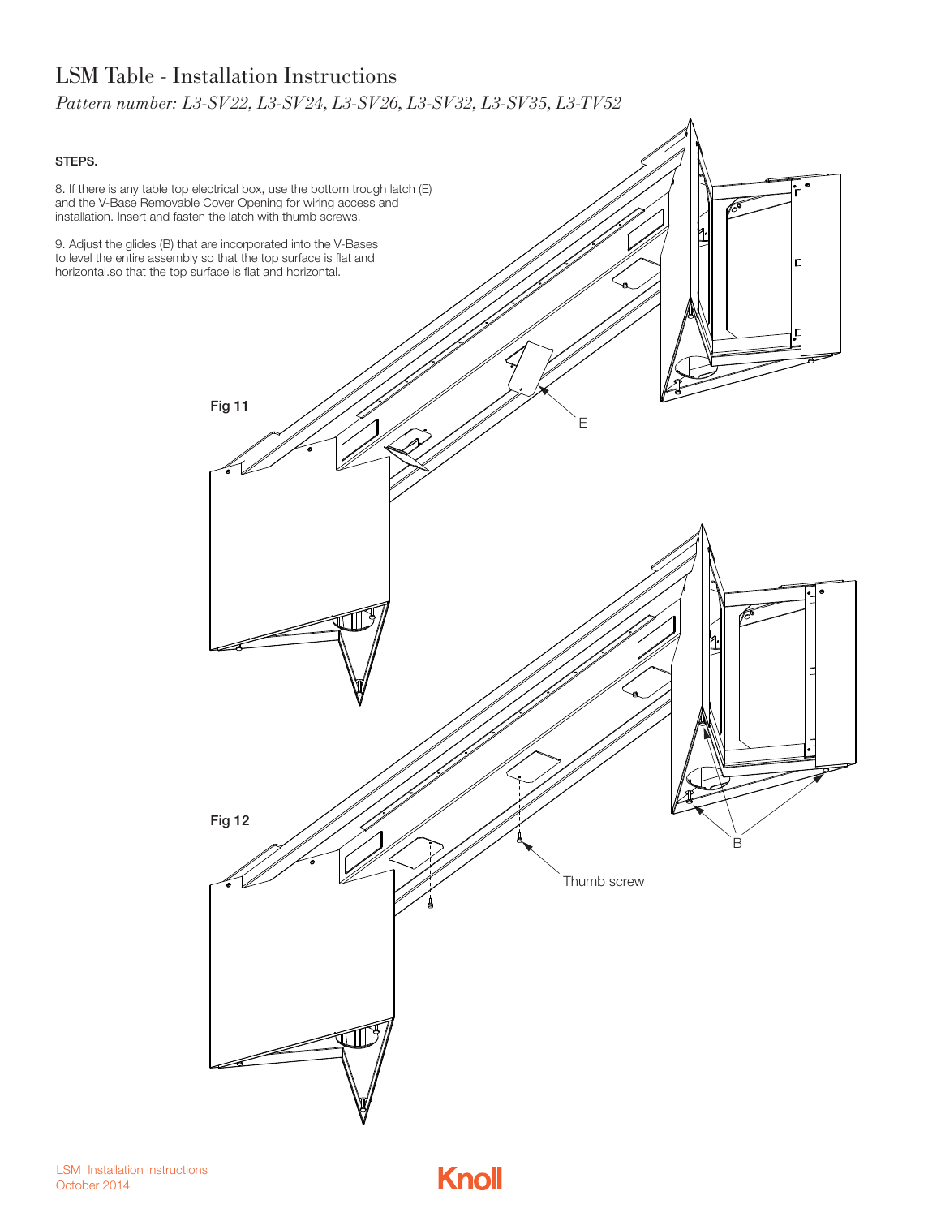# LSM Table - Installation Instructions

*Pattern number: L3-SV22, L3-SV24, L3-SV26, L3-SV32, L3-SV35, L3-TV52*

**STEPS.**

8. If there is any table top electrical box, use the bottom trough latch (E) and the V-Base Removable Cover Opening for wiring access and installation. Insert and fasten the latch with thumb screws.

9. Adjust the glides (B) that are incorporated into the V-Bases to level the entire assembly so that the top surface is flat and horizontal.so that the top surface is flat and horizontal.

Fig 11

E

Fig 12

Thumb screw

B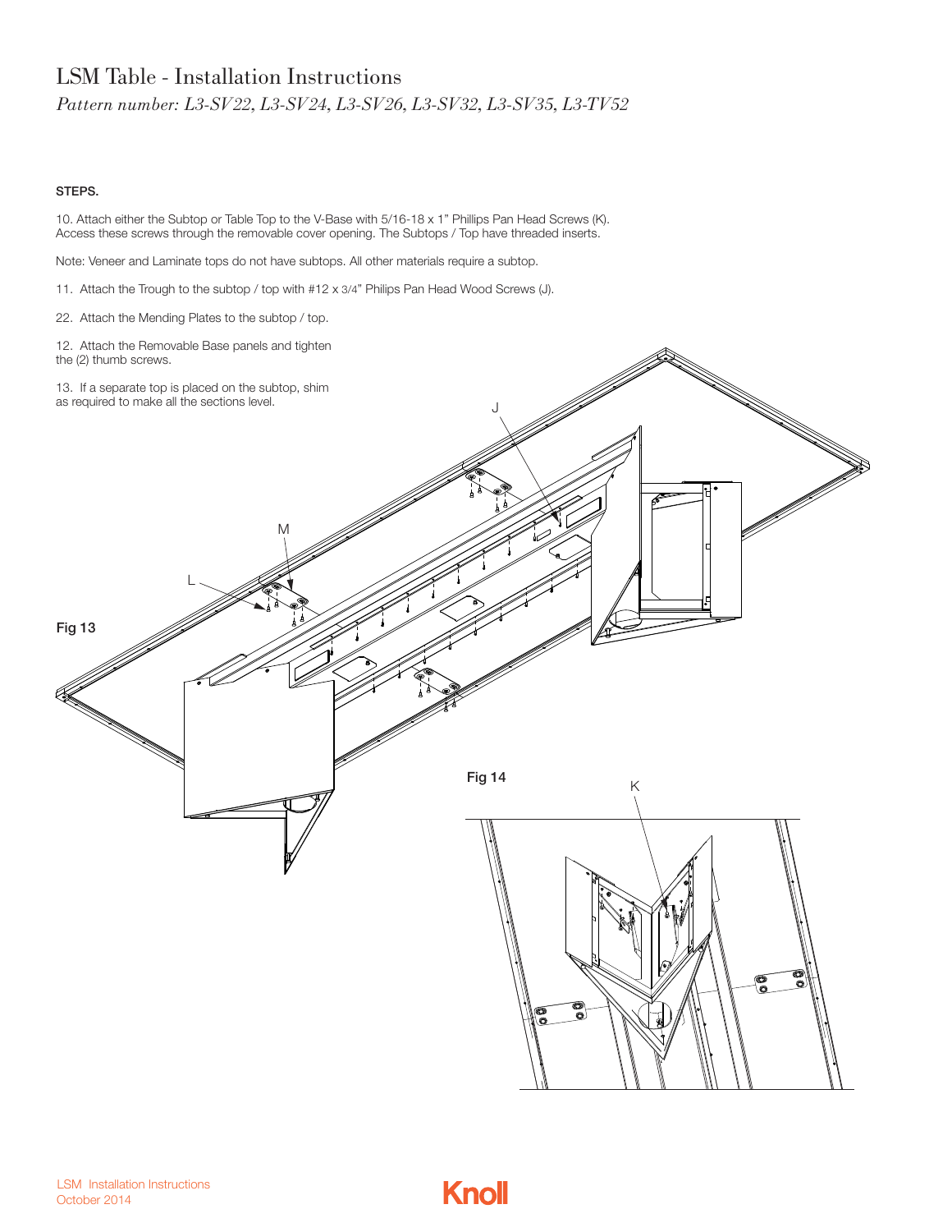# LSM Table - Installation Instructions

*Pattern number: L3-SV22, L3-SV24, L3-SV26, L3-SV32, L3-SV35, L3-TV52*

**STEPS.**

10. Attach either the Subtop or Table Top to the V-Base with 5/16-18 x 1" Phillips Pan Head Screws (K). Access these screws through the removable cover opening. The Subtops / Top have threaded inserts.

Note: Veneer and Laminate tops do not have subtops. All other materials require a subtop.

11. Attach the Trough to the subtop / top with #12 x 3/4" Philips Pan Head Wood Screws (J).

22. Attach the Mending Plates to the subtop / top.

12. Attach the Removable Base panels and tighten the (2) thumb screws.

13. If a separate top is placed on the subtop, shim as required to make all the sections level.

J

M

L

**Fig 13**

**Fig 14**

K